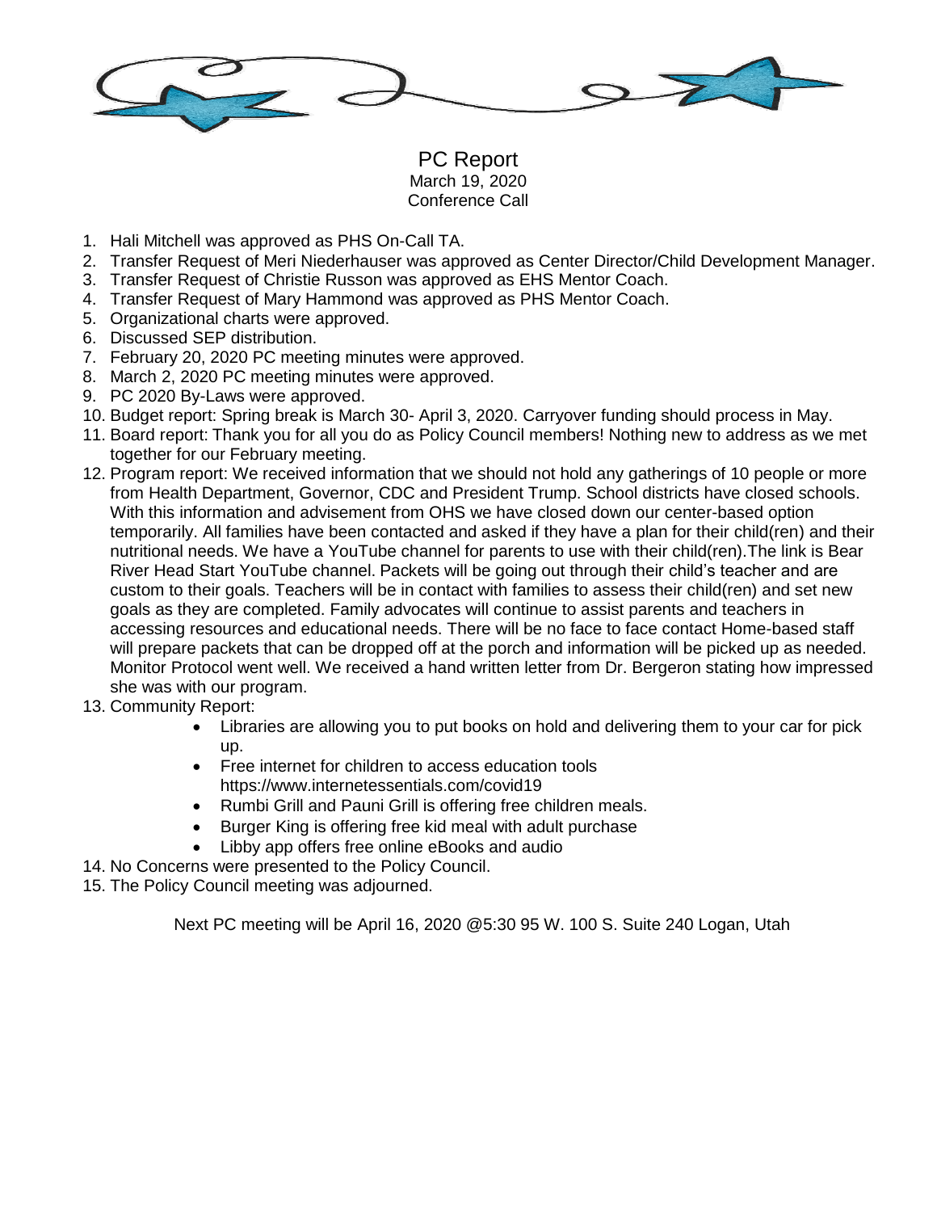# PC Report

March 19, 2020
Conference Call

1. Hali Mitchell was approved as PHS On-Call TA.
2. Transfer Request of Meri Niederhauser was approved as Center Director/Child Development Manager.
3. Transfer Request of Christie Russon was approved as EHS Mentor Coach.
4. Transfer Request of Mary Hammond was approved as PHS Mentor Coach.
5. Organizational charts were approved.
6. Discussed SEP distribution.
7. February 20, 2020 PC meeting minutes were approved.
8. March 2, 2020 PC meeting minutes were approved.
9. PC 2020 By-Laws were approved.
10. Budget report: Spring break is March 30- April 3, 2020. Carryover funding should process in May.
11. Board report: Thank you for all you do as Policy Council members! Nothing new to address as we met together for our February meeting.
12. Program report: We received information that we should not hold any gatherings of 10 people or more from Health Department, Governor, CDC and President Trump. School districts have closed schools. With this information and advisement from OHS we have closed down our center-based option temporarily. All families have been contacted and asked if they have a plan for their child(ren) and their nutritional needs. We have a YouTube channel for parents to use with their child(ren).The link is Bear River Head Start YouTube channel. Packets will be going out through their child's teacher and are custom to their goals. Teachers will be in contact with families to assess their child(ren) and set new goals as they are completed. Family advocates will continue to assist parents and teachers in accessing resources and educational needs. There will be no face to face contact Home-based staff will prepare packets that can be dropped off at the porch and information will be picked up as needed. Monitor Protocol went well. We received a hand written letter from Dr. Bergeron stating how impressed she was with our program.
13. Community Report:
    - Libraries are allowing you to put books on hold and delivering them to your car for pick up.
    - Free internet for children to access education tools https://www.internetessentials.com/covid19
    - Rumbi Grill and Pauni Grill is offering free children meals.
    - Burger King is offering free kid meal with adult purchase
    - Libby app offers free online eBooks and audio
14. No Concerns were presented to the Policy Council.
15. The Policy Council meeting was adjourned.

Next PC meeting will be April 16, 2020 @5:30 95 W. 100 S. Suite 240 Logan, Utah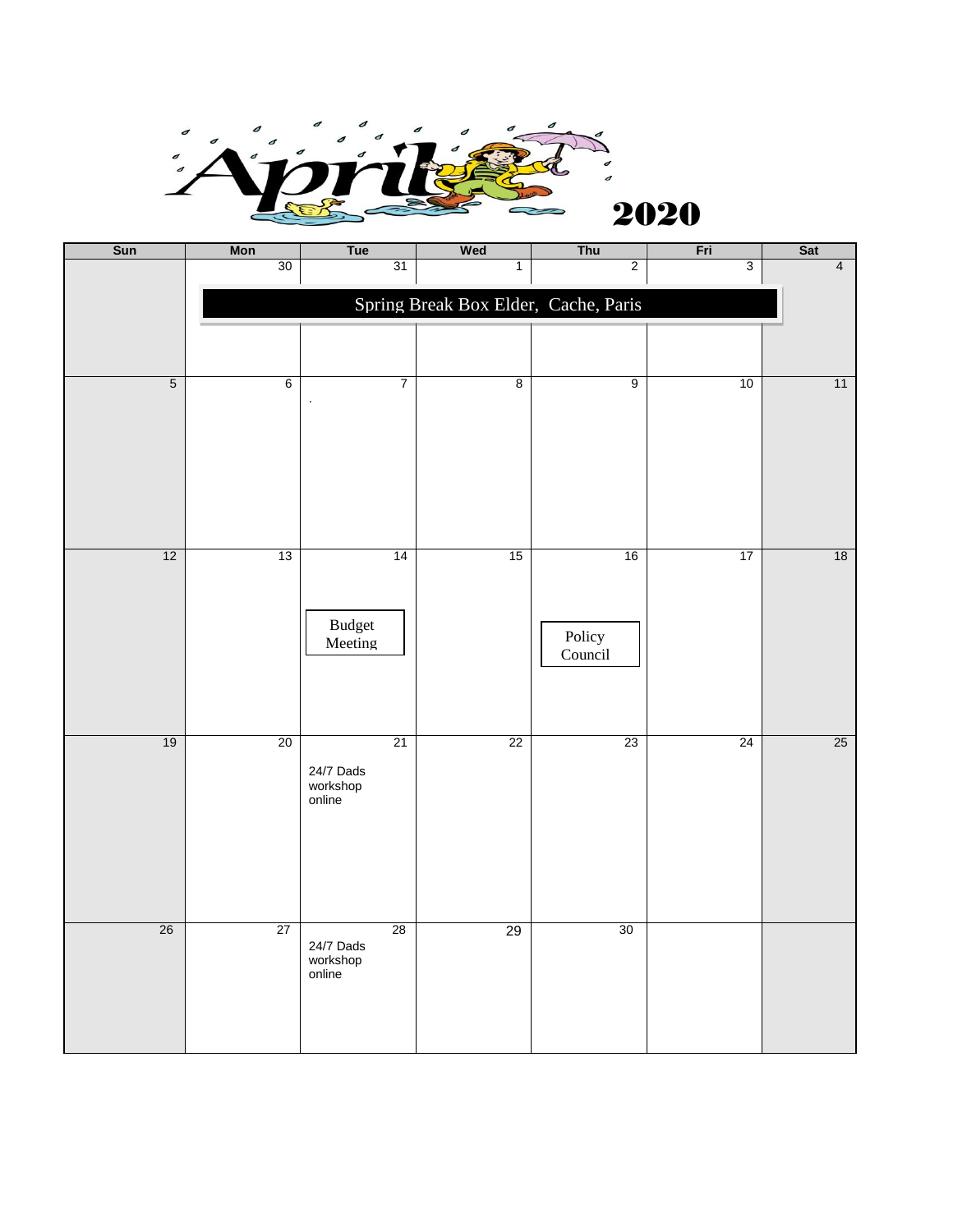# April 2020

| Sun | Mon | Tue | Wed | Thu | Fri | Sat |
|---|---|---|---|---|---|---|
| | 30 Spring Break Box Elder, Cache, Paris | 31 | 1 | 2 | 3 | 4 |
| 5 | 6 | 7 . | 8 | 9 | 10 | 11 |
| 12 | 13 | 14 Budget Meeting | 15 | 16 Policy Council | 17 | 18 |
| 19 | 20 | 21 24/7 Dads workshop online | 22 | 23 | 24 | 25 |
| 26 | 27 | 28 24/7 Dads workshop online | 29 | 30 | | |